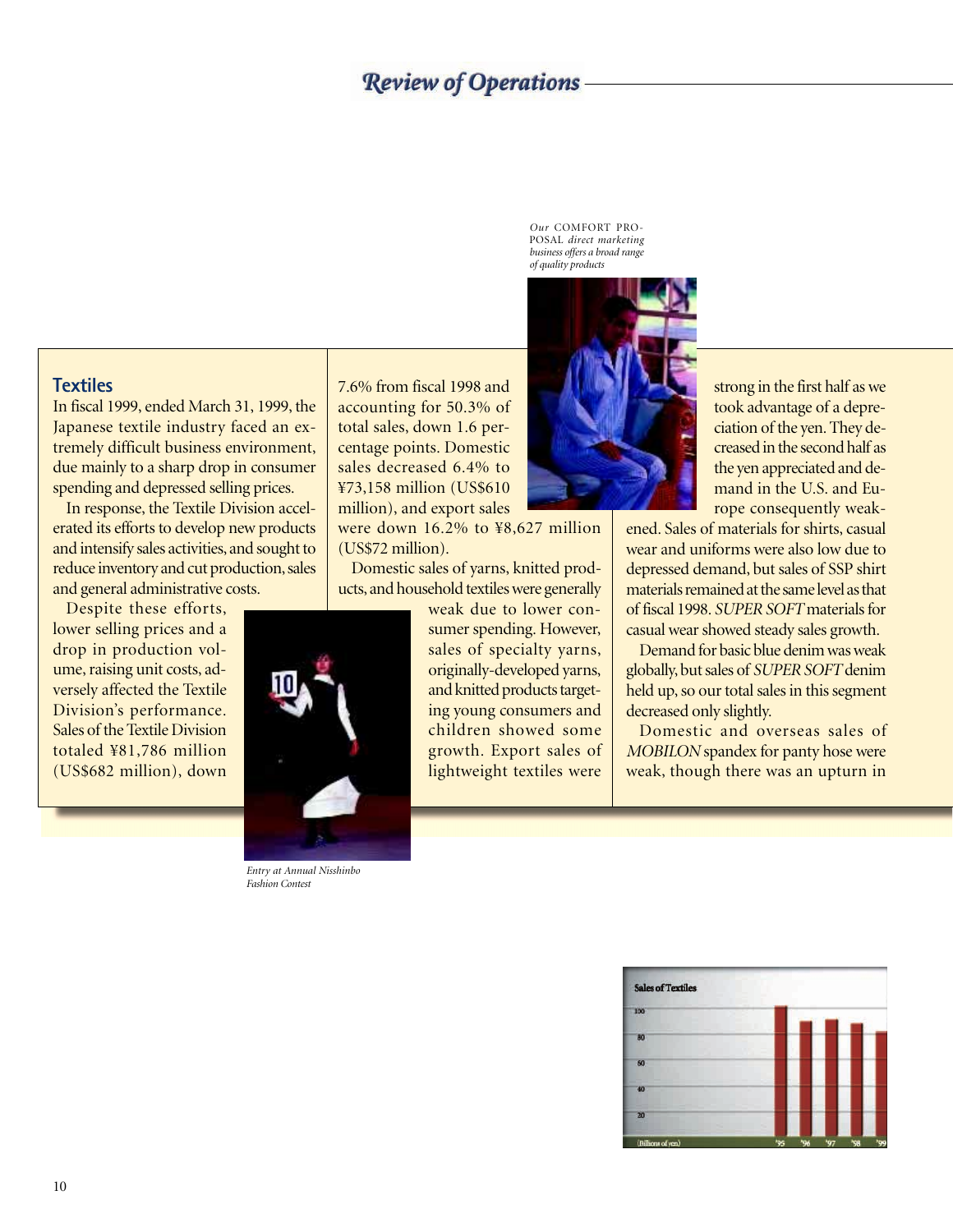# Review of Operations

*Our* COMFORT PROPOSAL *direct marketing business offers a broad range of quality products*

## Textiles

In fiscal 1999, ended March 31, 1999, the Japanese textile industry faced an extremely difficult business environment, due mainly to a sharp drop in consumer spending and depressed selling prices.

In response, the Textile Division accelerated its efforts to develop new products and intensify sales activities, and sought to reduce inventory and cut production, sales and general administrative costs.

Despite these efforts, lower selling prices and a drop in production volume, raising unit costs, adversely affected the Textile Division's performance. Sales of the Textile Division totaled ¥81,786 million (US$682 million), down 7.6% from fiscal 1998 and accounting for 50.3% of total sales, down 1.6 percentage points. Domestic sales decreased 6.4% to ¥73,158 million (US$610 million), and export sales were down 16.2% to ¥8,627 million (US$72 million).

Domestic sales of yarns, knitted products, and household textiles were generally weak due to lower consumer spending. However, sales of specialty yarns, originally-developed yarns, and knitted products targeting young consumers and children showed some growth. Export sales of lightweight textiles were strong in the first half as we took advantage of a depreciation of the yen. They decreased in the second half as the yen appreciated and demand in the U.S. and Europe consequently weakened. Sales of materials for shirts, casual wear and uniforms were also low due to depressed demand, but sales of SSP shirt materials remained at the same level as that of fiscal 1998. *SUPER SOFT* materials for casual wear showed steady sales growth.

Demand for basic blue denim was weak globally, but sales of *SUPER SOFT* denim held up, so our total sales in this segment decreased only slightly.

Domestic and overseas sales of *MOBILON* spandex for panty hose were weak, though there was an upturn in

*Entry at Annual Nisshinbo Fashion Contest*

Sales of Textiles

100
80
60
40
20
(Billions of yen)
'95 '96 '97 '98 '99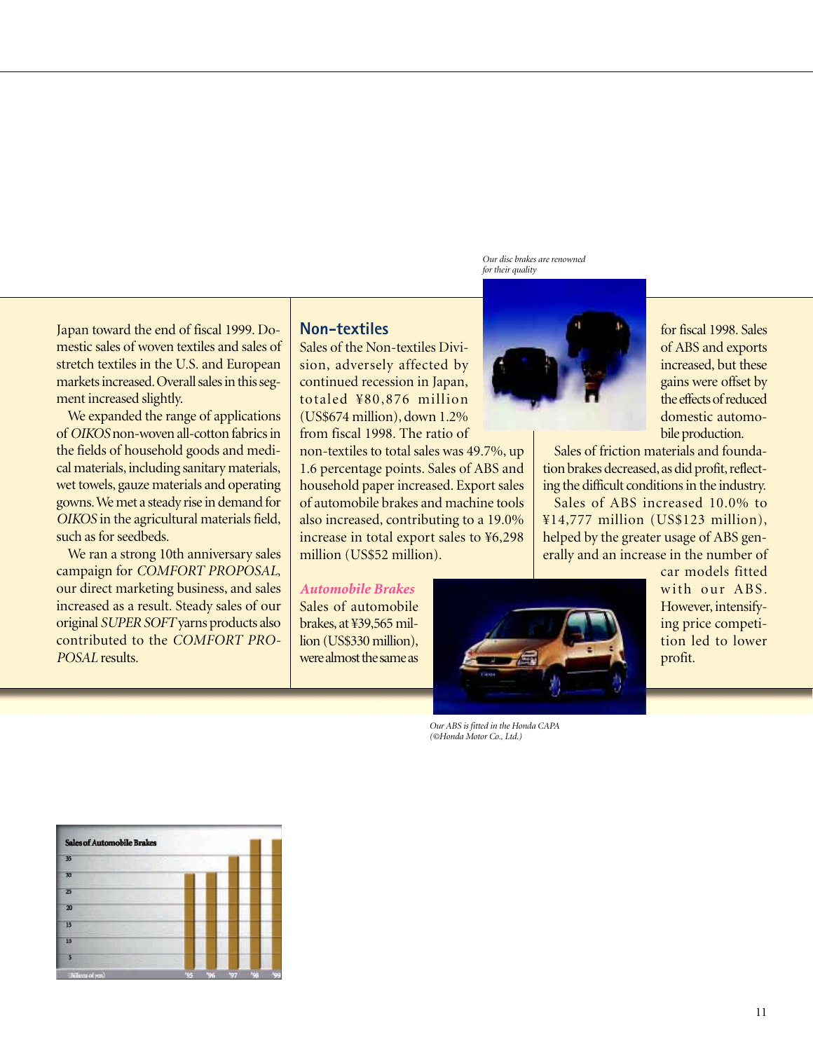Japan toward the end of fiscal 1999. Domestic sales of woven textiles and sales of stretch textiles in the U.S. and European markets increased. Overall sales in this segment increased slightly.

We expanded the range of applications of *OIKOS* non-woven all-cotton fabrics in the fields of household goods and medical materials, including sanitary materials, wet towels, gauze materials and operating gowns. We met a steady rise in demand for *OIKOS* in the agricultural materials field, such as for seedbeds.

We ran a strong 10th anniversary sales campaign for *COMFORT PROPOSAL*, our direct marketing business, and sales increased as a result. Steady sales of our original *SUPER SOFT* yarns products also contributed to the *COMFORT PROPOSAL* results.

## Non-textiles

Sales of the Non-textiles Division, adversely affected by continued recession in Japan, totaled ¥80,876 million (US$674 million), down 1.2% from fiscal 1998. The ratio of non-textiles to total sales was 49.7%, up 1.6 percentage points. Sales of ABS and household paper increased. Export sales of automobile brakes and machine tools also increased, contributing to a 19.0% increase in total export sales to ¥6,298 million (US$52 million).

### *Automobile Brakes*

Sales of automobile brakes, at ¥39,565 million (US$330 million), were almost the same as for fiscal 1998. Sales of ABS and exports increased, but these gains were offset by the effects of reduced domestic automobile production.

Sales of friction materials and foundation brakes decreased, as did profit, reflecting the difficult conditions in the industry.

Sales of ABS increased 10.0% to ¥14,777 million (US$123 million), helped by the greater usage of ABS generally and an increase in the number of car models fitted with our ABS. However, intensifying price competition led to lower profit.

*Our disc brakes are renowned for their quality*

*Our ABS is fitted in the Honda CAPA (©Honda Motor Co., Ltd.)*

Sales of Automobile Brakes

35
30
25
20
15
10
5
(Billions of yen)
'95 '96 '97 '98 '99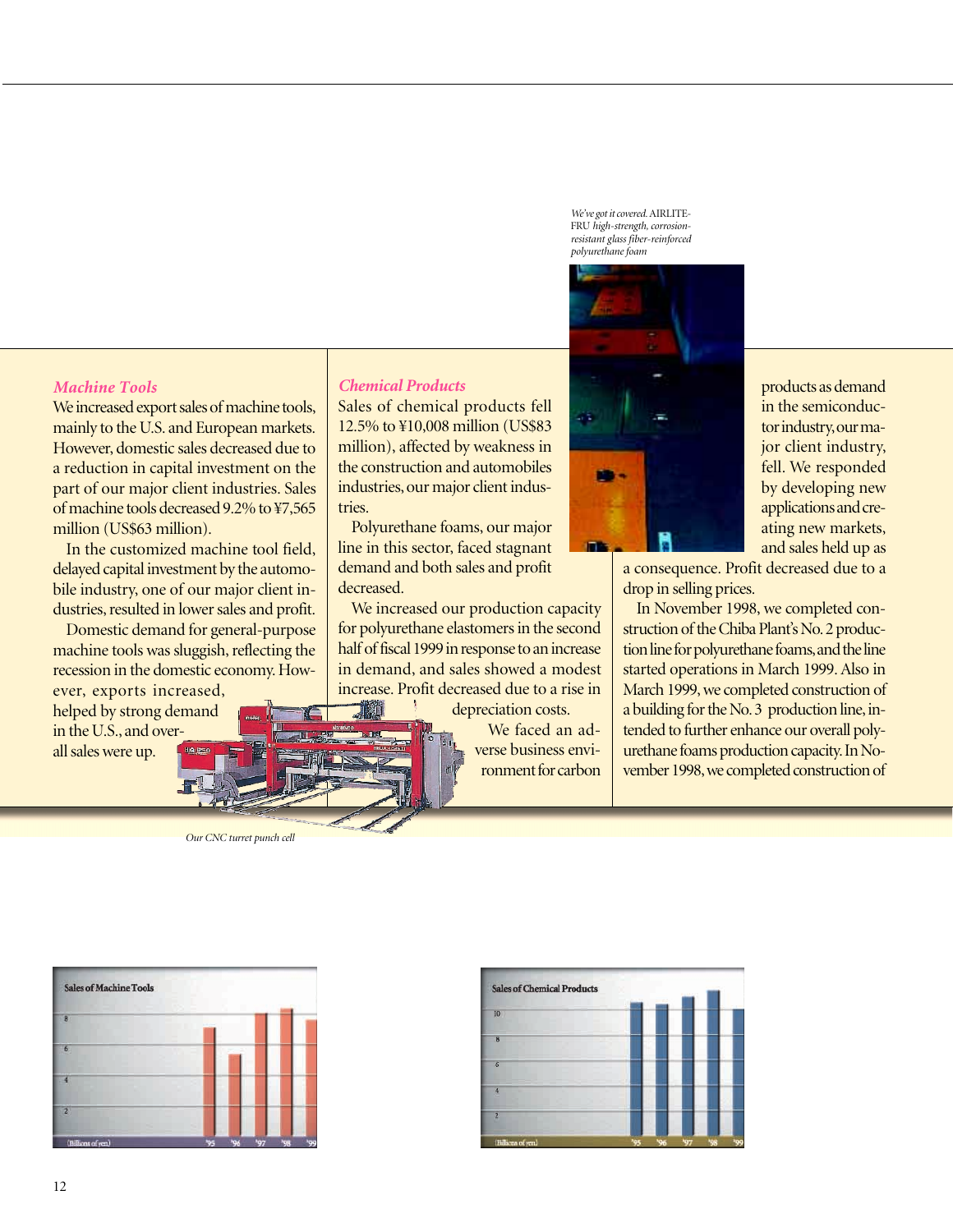*We've got it covered.* AIRLITE-FRU *high-strength, corrosion-resistant glass fiber-reinforced polyurethane foam*

### *Machine Tools*

We increased export sales of machine tools, mainly to the U.S. and European markets. However, domestic sales decreased due to a reduction in capital investment on the part of our major client industries. Sales of machine tools decreased 9.2% to ¥7,565 million (US$63 million).

In the customized machine tool field, delayed capital investment by the automobile industry, one of our major client industries, resulted in lower sales and profit.

Domestic demand for general-purpose machine tools was sluggish, reflecting the recession in the domestic economy. However, exports increased, helped by strong demand in the U.S., and overall sales were up.

*Our CNC turret punch cell*

### *Chemical Products*

Sales of chemical products fell 12.5% to ¥10,008 million (US$83 million), affected by weakness in the construction and automobiles industries, our major client industries.

Polyurethane foams, our major line in this sector, faced stagnant demand and both sales and profit decreased.

We increased our production capacity for polyurethane elastomers in the second half of fiscal 1999 in response to an increase in demand, and sales showed a modest increase. Profit decreased due to a rise in depreciation costs.

We faced an adverse business environment for carbon products as demand in the semiconductor industry, our major client industry, fell. We responded by developing new applications and creating new markets, and sales held up as a consequence. Profit decreased due to a drop in selling prices.

In November 1998, we completed construction of the Chiba Plant's No. 2 production line for polyurethane foams, and the line started operations in March 1999. Also in March 1999, we completed construction of a building for the No. 3 production line, intended to further enhance our overall polyurethane foams production capacity. In November 1998, we completed construction of

Sales of Machine Tools
8
6
4
2
(Billions of yen)
'95 '96 '97 '98 '99

Sales of Chemical Products
10
8
6
4
2
(Billions of yen)
'95 '96 '97 '98 '99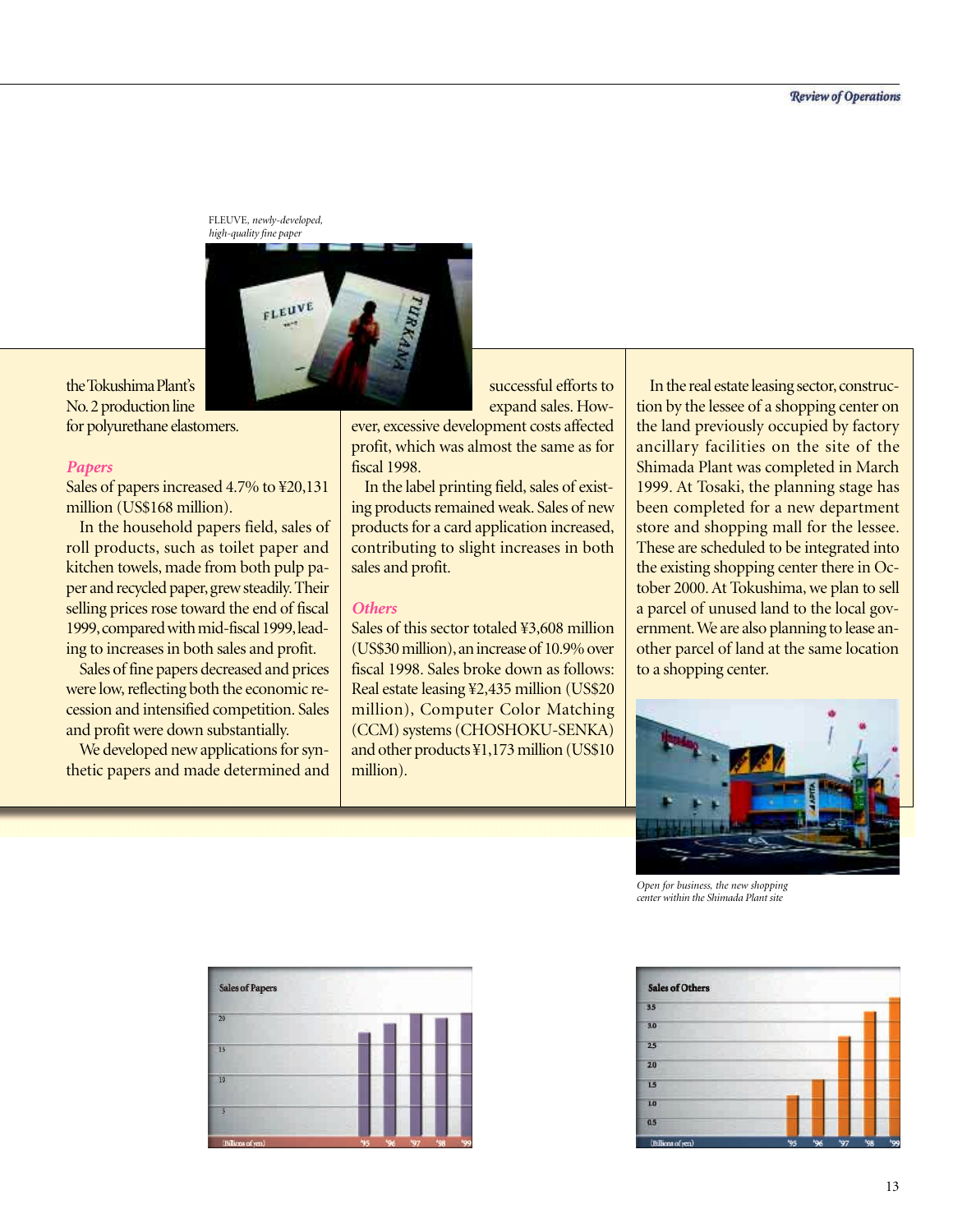FLEUVE, *newly-developed, high-quality fine paper*

the Tokushima Plant's No. 2 production line for polyurethane elastomers.

### *Papers*

Sales of papers increased 4.7% to ¥20,131 million (US$168 million).

In the household papers field, sales of roll products, such as toilet paper and kitchen towels, made from both pulp paper and recycled paper, grew steadily. Their selling prices rose toward the end of fiscal 1999, compared with mid-fiscal 1999, leading to increases in both sales and profit.

Sales of fine papers decreased and prices were low, reflecting both the economic recession and intensified competition. Sales and profit were down substantially.

We developed new applications for synthetic papers and made determined and successful efforts to expand sales. However, excessive development costs affected profit, which was almost the same as for fiscal 1998.

In the label printing field, sales of existing products remained weak. Sales of new products for a card application increased, contributing to slight increases in both sales and profit.

### *Others*

Sales of this sector totaled ¥3,608 million (US$30 million), an increase of 10.9% over fiscal 1998. Sales broke down as follows: Real estate leasing ¥2,435 million (US$20 million), Computer Color Matching (CCM) systems (CHOSHOKU-SENKA) and other products ¥1,173 million (US$10 million).

In the real estate leasing sector, construction by the lessee of a shopping center on the land previously occupied by factory ancillary facilities on the site of the Shimada Plant was completed in March 1999. At Tosaki, the planning stage has been completed for a new department store and shopping mall for the lessee. These are scheduled to be integrated into the existing shopping center there in October 2000. At Tokushima, we plan to sell a parcel of unused land to the local government. We are also planning to lease another parcel of land at the same location to a shopping center.

*Open for business, the new shopping center within the Shimada Plant site*

Sales of Papers
(Billions of yen)
20
15
10
5
'95 '96 '97 '98 '99

Sales of Others
(Billions of yen)
3.5
3.0
2.5
2.0
1.5
1.0
0.5
'95 '96 '97 '98 '99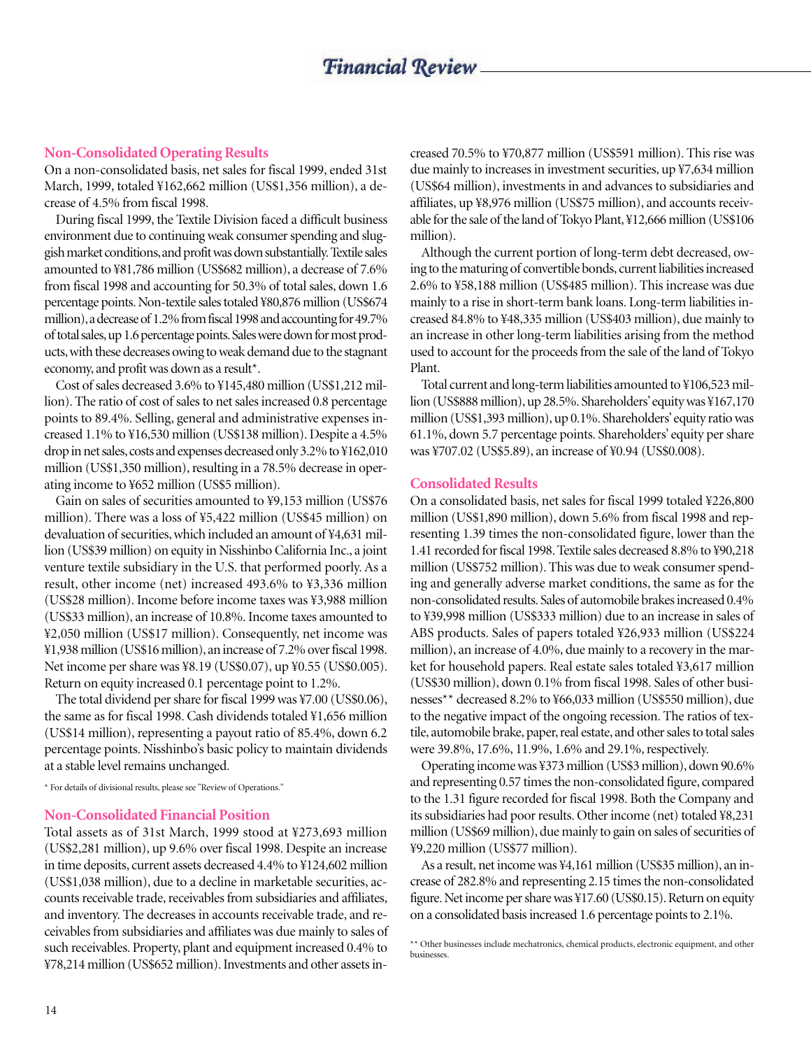# Financial Review

## Non-Consolidated Operating Results

On a non-consolidated basis, net sales for fiscal 1999, ended 31st March, 1999, totaled ¥162,662 million (US$1,356 million), a decrease of 4.5% from fiscal 1998.

During fiscal 1999, the Textile Division faced a difficult business environment due to continuing weak consumer spending and sluggish market conditions, and profit was down substantially. Textile sales amounted to ¥81,786 million (US$682 million), a decrease of 7.6% from fiscal 1998 and accounting for 50.3% of total sales, down 1.6 percentage points. Non-textile sales totaled ¥80,876 million (US$674 million), a decrease of 1.2% from fiscal 1998 and accounting for 49.7% of total sales, up 1.6 percentage points. Sales were down for most products, with these decreases owing to weak demand due to the stagnant economy, and profit was down as a result*.

Cost of sales decreased 3.6% to ¥145,480 million (US$1,212 million). The ratio of cost of sales to net sales increased 0.8 percentage points to 89.4%. Selling, general and administrative expenses increased 1.1% to ¥16,530 million (US$138 million). Despite a 4.5% drop in net sales, costs and expenses decreased only 3.2% to ¥162,010 million (US$1,350 million), resulting in a 78.5% decrease in operating income to ¥652 million (US$5 million).

Gain on sales of securities amounted to ¥9,153 million (US$76 million). There was a loss of ¥5,422 million (US$45 million) on devaluation of securities, which included an amount of ¥4,631 million (US$39 million) on equity in Nisshinbo California Inc., a joint venture textile subsidiary in the U.S. that performed poorly. As a result, other income (net) increased 493.6% to ¥3,336 million (US$28 million). Income before income taxes was ¥3,988 million (US$33 million), an increase of 10.8%. Income taxes amounted to ¥2,050 million (US$17 million). Consequently, net income was ¥1,938 million (US$16 million), an increase of 7.2% over fiscal 1998. Net income per share was ¥8.19 (US$0.07), up ¥0.55 (US$0.005). Return on equity increased 0.1 percentage point to 1.2%.

The total dividend per share for fiscal 1999 was ¥7.00 (US$0.06), the same as for fiscal 1998. Cash dividends totaled ¥1,656 million (US$14 million), representing a payout ratio of 85.4%, down 6.2 percentage points. Nisshinbo's basic policy to maintain dividends at a stable level remains unchanged.

* For details of divisional results, please see "Review of Operations."

## Non-Consolidated Financial Position

Total assets as of 31st March, 1999 stood at ¥273,693 million (US$2,281 million), up 9.6% over fiscal 1998. Despite an increase in time deposits, current assets decreased 4.4% to ¥124,602 million (US$1,038 million), due to a decline in marketable securities, accounts receivable trade, receivables from subsidiaries and affiliates, and inventory. The decreases in accounts receivable trade, and receivables from subsidiaries and affiliates was due mainly to sales of such receivables. Property, plant and equipment increased 0.4% to ¥78,214 million (US$652 million). Investments and other assets increased 70.5% to ¥70,877 million (US$591 million). This rise was due mainly to increases in investment securities, up ¥7,634 million (US$64 million), investments in and advances to subsidiaries and affiliates, up ¥8,976 million (US$75 million), and accounts receivable for the sale of the land of Tokyo Plant, ¥12,666 million (US$106 million).

Although the current portion of long-term debt decreased, owing to the maturing of convertible bonds, current liabilities increased 2.6% to ¥58,188 million (US$485 million). This increase was due mainly to a rise in short-term bank loans. Long-term liabilities increased 84.8% to ¥48,335 million (US$403 million), due mainly to an increase in other long-term liabilities arising from the method used to account for the proceeds from the sale of the land of Tokyo Plant.

Total current and long-term liabilities amounted to ¥106,523 million (US$888 million), up 28.5%. Shareholders' equity was ¥167,170 million (US$1,393 million), up 0.1%. Shareholders' equity ratio was 61.1%, down 5.7 percentage points. Shareholders' equity per share was ¥707.02 (US$5.89), an increase of ¥0.94 (US$0.008).

## Consolidated Results

On a consolidated basis, net sales for fiscal 1999 totaled ¥226,800 million (US$1,890 million), down 5.6% from fiscal 1998 and representing 1.39 times the non-consolidated figure, lower than the 1.41 recorded for fiscal 1998. Textile sales decreased 8.8% to ¥90,218 million (US$752 million). This was due to weak consumer spending and generally adverse market conditions, the same as for the non-consolidated results. Sales of automobile brakes increased 0.4% to ¥39,998 million (US$333 million) due to an increase in sales of ABS products. Sales of papers totaled ¥26,933 million (US$224 million), an increase of 4.0%, due mainly to a recovery in the market for household papers. Real estate sales totaled ¥3,617 million (US$30 million), down 0.1% from fiscal 1998. Sales of other businesses** decreased 8.2% to ¥66,033 million (US$550 million), due to the negative impact of the ongoing recession. The ratios of textile, automobile brake, paper, real estate, and other sales to total sales were 39.8%, 17.6%, 11.9%, 1.6% and 29.1%, respectively.

Operating income was ¥373 million (US$3 million), down 90.6% and representing 0.57 times the non-consolidated figure, compared to the 1.31 figure recorded for fiscal 1998. Both the Company and its subsidiaries had poor results. Other income (net) totaled ¥8,231 million (US$69 million), due mainly to gain on sales of securities of ¥9,220 million (US$77 million).

As a result, net income was ¥4,161 million (US$35 million), an increase of 282.8% and representing 2.15 times the non-consolidated figure. Net income per share was ¥17.60 (US$0.15). Return on equity on a consolidated basis increased 1.6 percentage points to 2.1%.

** Other businesses include mechatronics, chemical products, electronic equipment, and other businesses.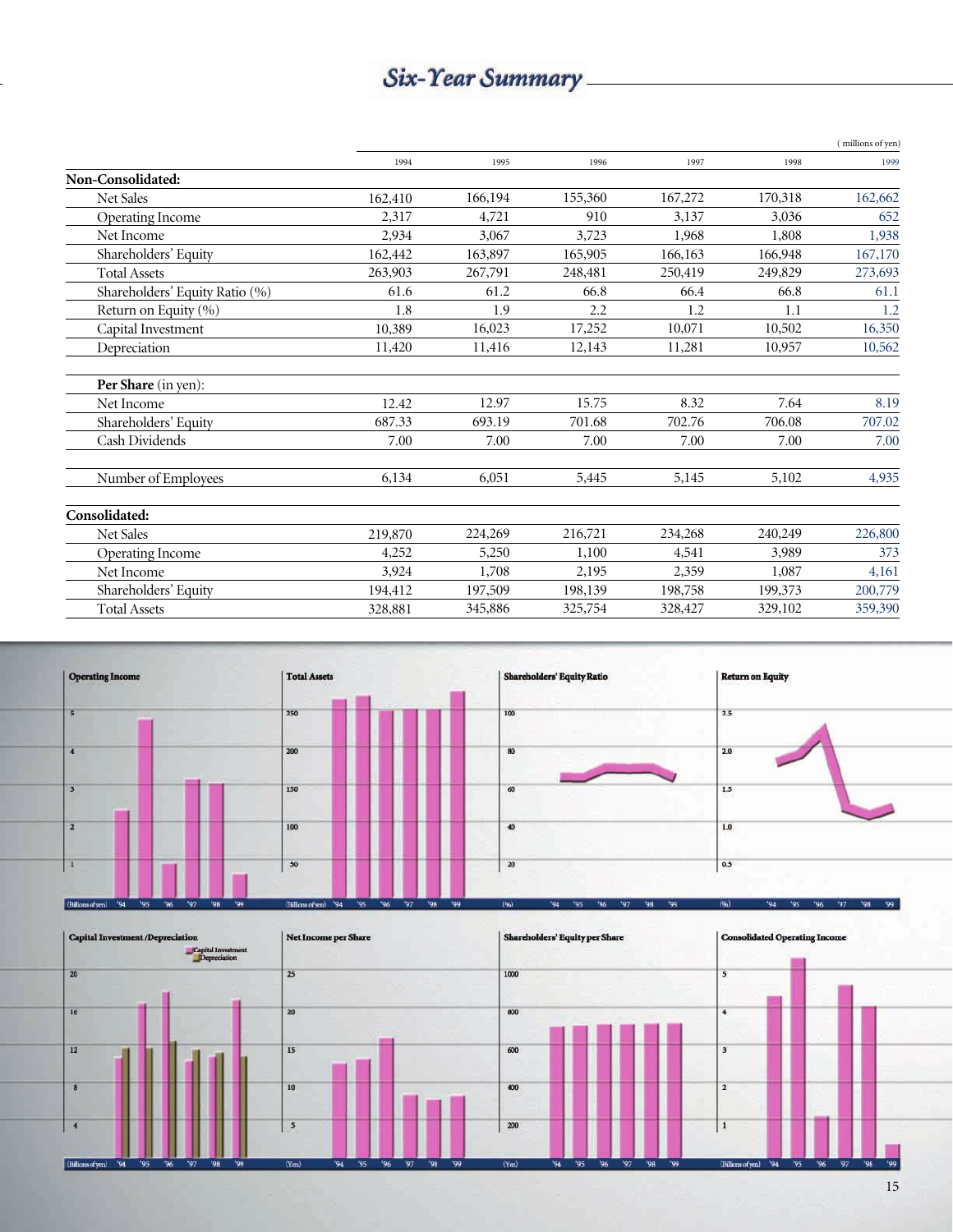# Six-Year Summary

( millions of yen)

| | 1994 | 1995 | 1996 | 1997 | 1998 | 1999 |
|---|---|---|---|---|---|---|
| **Non-Consolidated:** | | | | | | |
| Net Sales | 162,410 | 166,194 | 155,360 | 167,272 | 170,318 | 162,662 |
| Operating Income | 2,317 | 4,721 | 910 | 3,137 | 3,036 | 652 |
| Net Income | 2,934 | 3,067 | 3,723 | 1,968 | 1,808 | 1,938 |
| Shareholders' Equity | 162,442 | 163,897 | 165,905 | 166,163 | 166,948 | 167,170 |
| Total Assets | 263,903 | 267,791 | 248,481 | 250,419 | 249,829 | 273,693 |
| Shareholders' Equity Ratio (%) | 61.6 | 61.2 | 66.8 | 66.4 | 66.8 | 61.1 |
| Return on Equity (%) | 1.8 | 1.9 | 2.2 | 1.2 | 1.1 | 1.2 |
| Capital Investment | 10,389 | 16,023 | 17,252 | 10,071 | 10,502 | 16,350 |
| Depreciation | 11,420 | 11,416 | 12,143 | 11,281 | 10,957 | 10,562 |
| **Per Share** (in yen): | | | | | | |
| Net Income | 12.42 | 12.97 | 15.75 | 8.32 | 7.64 | 8.19 |
| Shareholders' Equity | 687.33 | 693.19 | 701.68 | 702.76 | 706.08 | 707.02 |
| Cash Dividends | 7.00 | 7.00 | 7.00 | 7.00 | 7.00 | 7.00 |
| Number of Employees | 6,134 | 6,051 | 5,445 | 5,145 | 5,102 | 4,935 |
| **Consolidated:** | | | | | | |
| Net Sales | 219,870 | 224,269 | 216,721 | 234,268 | 240,249 | 226,800 |
| Operating Income | 4,252 | 5,250 | 1,100 | 4,541 | 3,989 | 373 |
| Net Income | 3,924 | 1,708 | 2,195 | 2,359 | 1,087 | 4,161 |
| Shareholders' Equity | 194,412 | 197,509 | 198,139 | 198,758 | 199,373 | 200,779 |
| Total Assets | 328,881 | 345,886 | 325,754 | 328,427 | 329,102 | 359,390 |

**Operating Income**
5
4
3
2
1
(Billions of yen) '94 '95 '96 '97 '98 '99

**Total Assets**
250
200
150
100
50
(Billions of yen) '94 '95 '96 '97 '98 '99

**Shareholders' Equity Ratio**
100
80
60
40
20
(%) '94 '95 '96 '97 '98 '99

**Return on Equity**
2.5
2.0
1.5
1.0
0.5
(%) '94 '95 '96 '97 '98 '99

**Capital Investment /Depreciation**
Capital Investment
Depreciation
20
16
12
8
4
(Billions of yen) '94 '95 '96 '97 '98 '99

**Net Income per Share**
25
20
15
10
5
(Yen) '94 '95 '96 '97 '98 '99

**Shareholders' Equity per Share**
1000
800
600
400
200
(Yen) '94 '95 '96 '97 '98 '99

**Consolidated Operating Income**
5
4
3
2
1
(Billions of yen) '94 '95 '96 '97 '98 '99